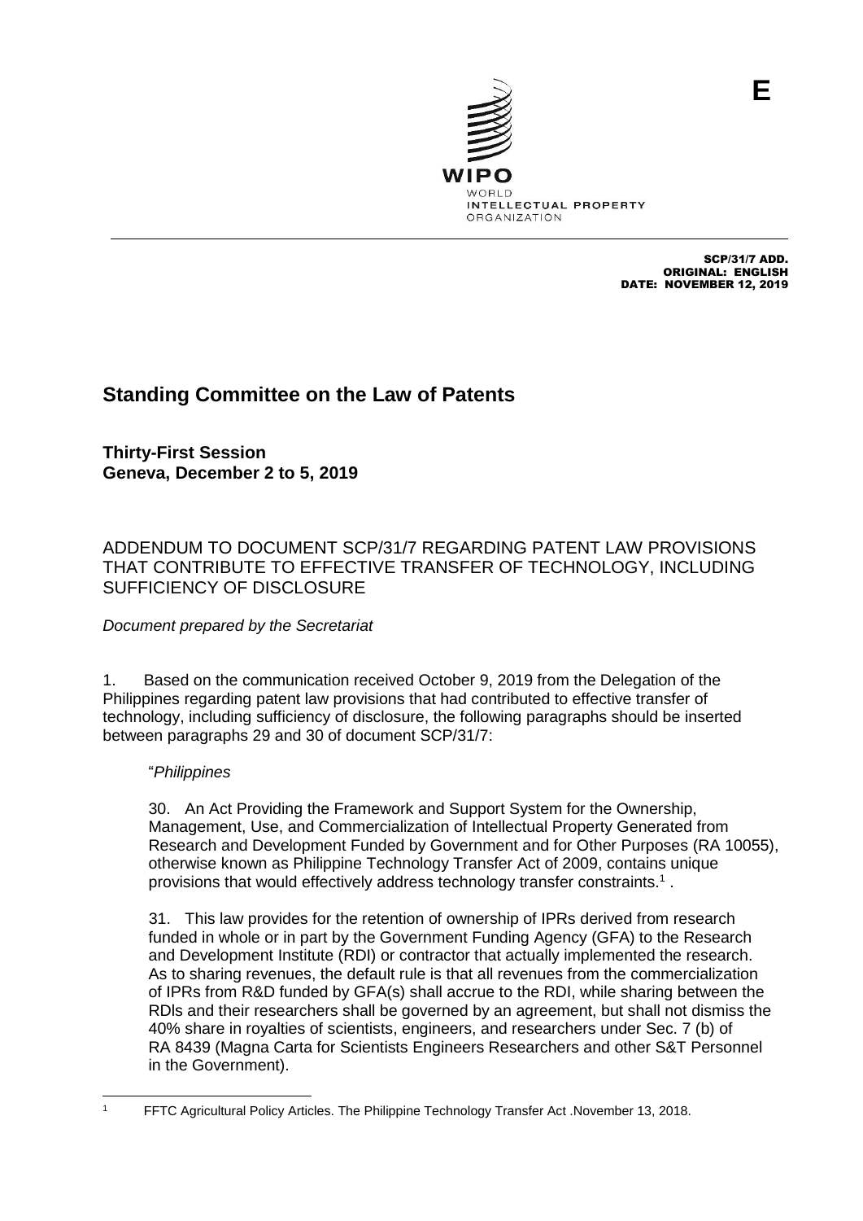E

WIPO
WORLD
INTELLECTUAL PROPERTY
ORGANIZATION

SCP/31/7 ADD.
ORIGINAL: ENGLISH
DATE: NOVEMBER 12, 2019

# Standing Committee on the Law of Patents

**Thirty-First Session**
**Geneva, December 2 to 5, 2019**

## ADDENDUM TO DOCUMENT SCP/31/7 REGARDING PATENT LAW PROVISIONS THAT CONTRIBUTE TO EFFECTIVE TRANSFER OF TECHNOLOGY, INCLUDING SUFFICIENCY OF DISCLOSURE

*Document prepared by the Secretariat*

1. Based on the communication received October 9, 2019 from the Delegation of the Philippines regarding patent law provisions that had contributed to effective transfer of technology, including sufficiency of disclosure, the following paragraphs should be inserted between paragraphs 29 and 30 of document SCP/31/7:

> "*Philippines*
>
> 30. An Act Providing the Framework and Support System for the Ownership, Management, Use, and Commercialization of Intellectual Property Generated from Research and Development Funded by Government and for Other Purposes (RA 10055), otherwise known as Philippine Technology Transfer Act of 2009, contains unique provisions that would effectively address technology transfer constraints.[1] .
>
> 31. This law provides for the retention of ownership of IPRs derived from research funded in whole or in part by the Government Funding Agency (GFA) to the Research and Development Institute (RDI) or contractor that actually implemented the research. As to sharing revenues, the default rule is that all revenues from the commercialization of IPRs from R&D funded by GFA(s) shall accrue to the RDI, while sharing between the RDIs and their researchers shall be governed by an agreement, but shall not dismiss the 40% share in royalties of scientists, engineers, and researchers under Sec. 7 (b) of RA 8439 (Magna Carta for Scientists Engineers Researchers and other S&T Personnel in the Government).

[1] FFTC Agricultural Policy Articles. The Philippine Technology Transfer Act .November 13, 2018.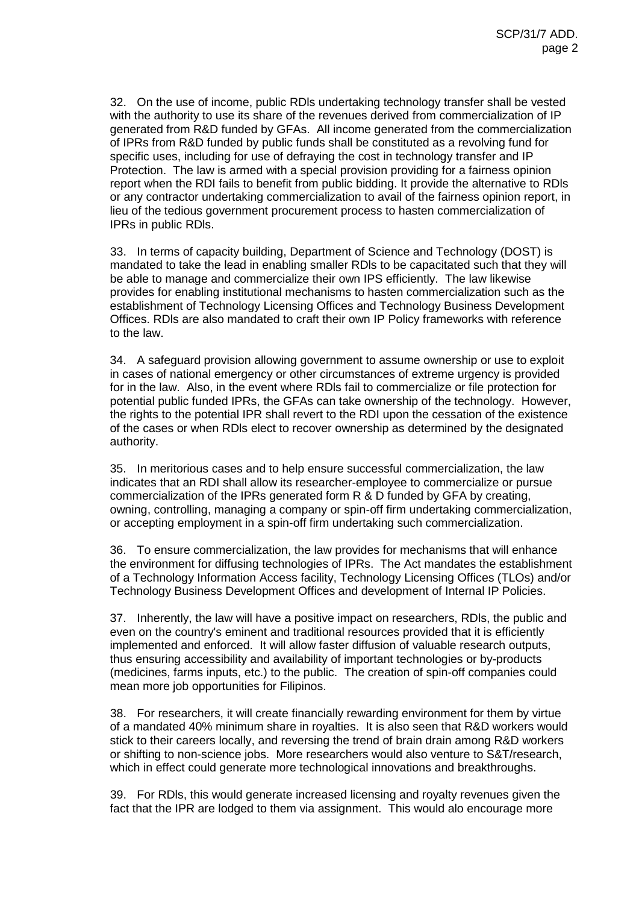32. On the use of income, public RDIs undertaking technology transfer shall be vested with the authority to use its share of the revenues derived from commercialization of IP generated from R&D funded by GFAs. All income generated from the commercialization of IPRs from R&D funded by public funds shall be constituted as a revolving fund for specific uses, including for use of defraying the cost in technology transfer and IP Protection. The law is armed with a special provision providing for a fairness opinion report when the RDI fails to benefit from public bidding. It provide the alternative to RDIs or any contractor undertaking commercialization to avail of the fairness opinion report, in lieu of the tedious government procurement process to hasten commercialization of IPRs in public RDIs.

33. In terms of capacity building, Department of Science and Technology (DOST) is mandated to take the lead in enabling smaller RDIs to be capacitated such that they will be able to manage and commercialize their own IPS efficiently. The law likewise provides for enabling institutional mechanisms to hasten commercialization such as the establishment of Technology Licensing Offices and Technology Business Development Offices. RDIs are also mandated to craft their own IP Policy frameworks with reference to the law.

34. A safeguard provision allowing government to assume ownership or use to exploit in cases of national emergency or other circumstances of extreme urgency is provided for in the law. Also, in the event where RDIs fail to commercialize or file protection for potential public funded IPRs, the GFAs can take ownership of the technology. However, the rights to the potential IPR shall revert to the RDI upon the cessation of the existence of the cases or when RDIs elect to recover ownership as determined by the designated authority.

35. In meritorious cases and to help ensure successful commercialization, the law indicates that an RDI shall allow its researcher-employee to commercialize or pursue commercialization of the IPRs generated form R & D funded by GFA by creating, owning, controlling, managing a company or spin-off firm undertaking commercialization, or accepting employment in a spin-off firm undertaking such commercialization.

36. To ensure commercialization, the law provides for mechanisms that will enhance the environment for diffusing technologies of IPRs. The Act mandates the establishment of a Technology Information Access facility, Technology Licensing Offices (TLOs) and/or Technology Business Development Offices and development of Internal IP Policies.

37. Inherently, the law will have a positive impact on researchers, RDIs, the public and even on the country's eminent and traditional resources provided that it is efficiently implemented and enforced. It will allow faster diffusion of valuable research outputs, thus ensuring accessibility and availability of important technologies or by-products (medicines, farms inputs, etc.) to the public. The creation of spin-off companies could mean more job opportunities for Filipinos.

38. For researchers, it will create financially rewarding environment for them by virtue of a mandated 40% minimum share in royalties. It is also seen that R&D workers would stick to their careers locally, and reversing the trend of brain drain among R&D workers or shifting to non-science jobs. More researchers would also venture to S&T/research, which in effect could generate more technological innovations and breakthroughs.

39. For RDIs, this would generate increased licensing and royalty revenues given the fact that the IPR are lodged to them via assignment. This would alo encourage more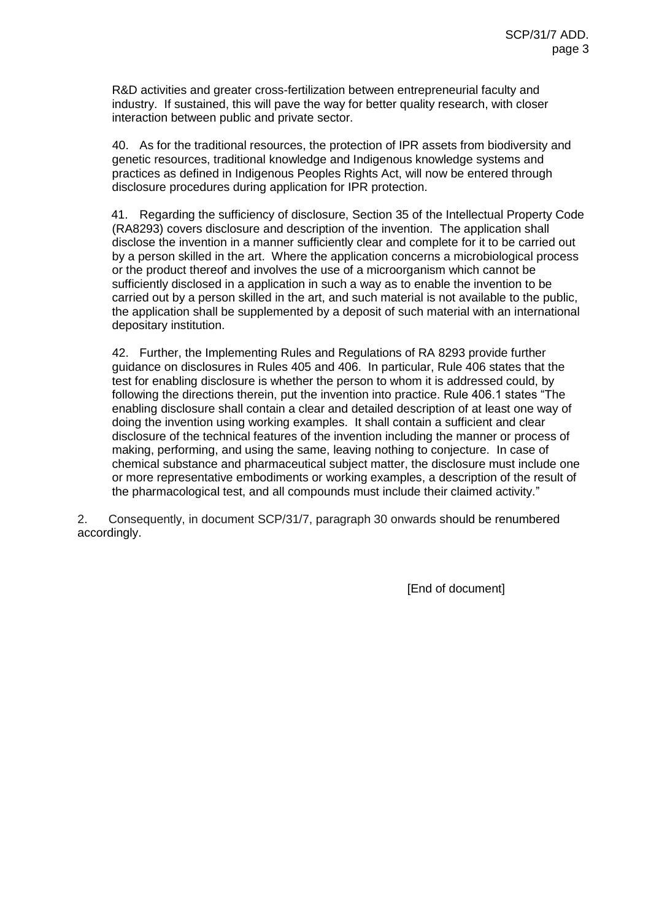R&D activities and greater cross-fertilization between entrepreneurial faculty and industry. If sustained, this will pave the way for better quality research, with closer interaction between public and private sector.

40. As for the traditional resources, the protection of IPR assets from biodiversity and genetic resources, traditional knowledge and Indigenous knowledge systems and practices as defined in Indigenous Peoples Rights Act, will now be entered through disclosure procedures during application for IPR protection.

41. Regarding the sufficiency of disclosure, Section 35 of the Intellectual Property Code (RA8293) covers disclosure and description of the invention. The application shall disclose the invention in a manner sufficiently clear and complete for it to be carried out by a person skilled in the art. Where the application concerns a microbiological process or the product thereof and involves the use of a microorganism which cannot be sufficiently disclosed in a application in such a way as to enable the invention to be carried out by a person skilled in the art, and such material is not available to the public, the application shall be supplemented by a deposit of such material with an international depositary institution.

42. Further, the Implementing Rules and Regulations of RA 8293 provide further guidance on disclosures in Rules 405 and 406. In particular, Rule 406 states that the test for enabling disclosure is whether the person to whom it is addressed could, by following the directions therein, put the invention into practice. Rule 406.1 states "The enabling disclosure shall contain a clear and detailed description of at least one way of doing the invention using working examples. It shall contain a sufficient and clear disclosure of the technical features of the invention including the manner or process of making, performing, and using the same, leaving nothing to conjecture. In case of chemical substance and pharmaceutical subject matter, the disclosure must include one or more representative embodiments or working examples, a description of the result of the pharmacological test, and all compounds must include their claimed activity."

2. Consequently, in document SCP/31/7, paragraph 30 onwards should be renumbered accordingly.

[End of document]